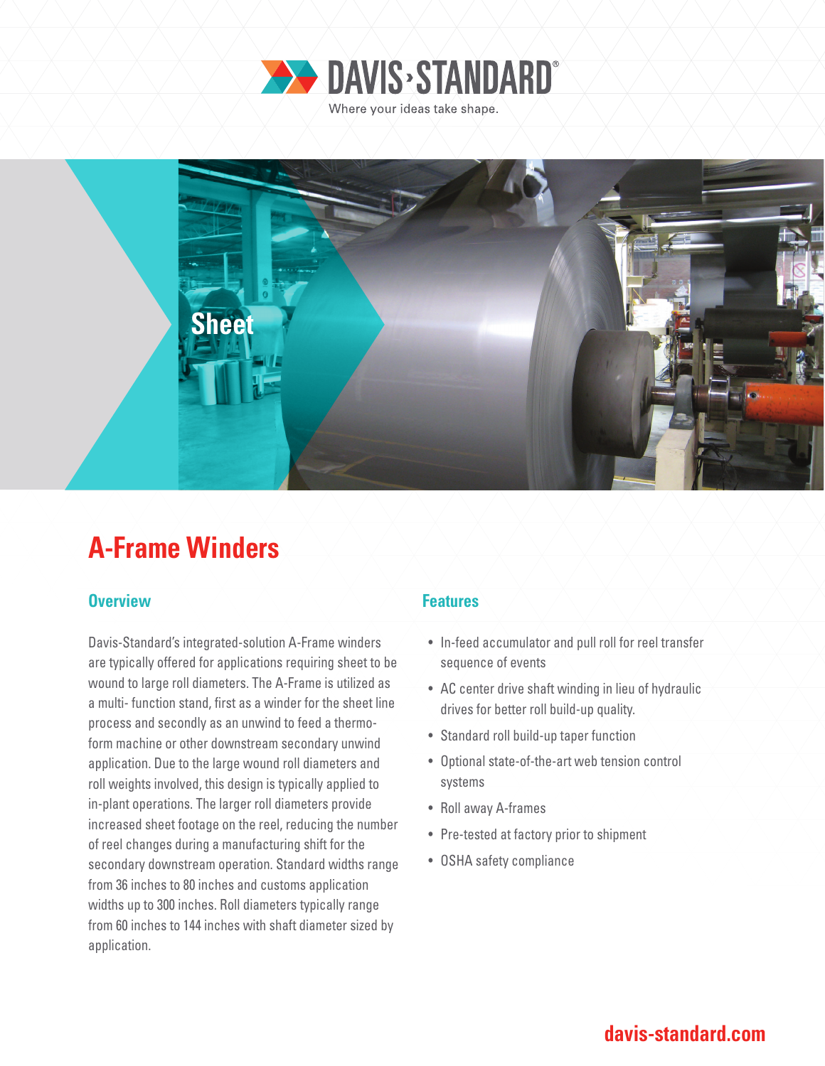DAVIS·STANDARD®

Where your ideas take shape.

Sheet

# A-Frame Winders

## Overview

Davis-Standard's integrated-solution A-Frame winders are typically offered for applications requiring sheet to be wound to large roll diameters. The A-Frame is utilized as a multi- function stand, first as a winder for the sheet line process and secondly as an unwind to feed a thermo-form machine or other downstream secondary unwind application. Due to the large wound roll diameters and roll weights involved, this design is typically applied to in-plant operations. The larger roll diameters provide increased sheet footage on the reel, reducing the number of reel changes during a manufacturing shift for the secondary downstream operation. Standard widths range from 36 inches to 80 inches and customs application widths up to 300 inches. Roll diameters typically range from 60 inches to 144 inches with shaft diameter sized by application.

## Features

- In-feed accumulator and pull roll for reel transfer sequence of events
- AC center drive shaft winding in lieu of hydraulic drives for better roll build-up quality.
- Standard roll build-up taper function
- Optional state-of-the-art web tension control systems
- Roll away A-frames
- Pre-tested at factory prior to shipment
- OSHA safety compliance

davis-standard.com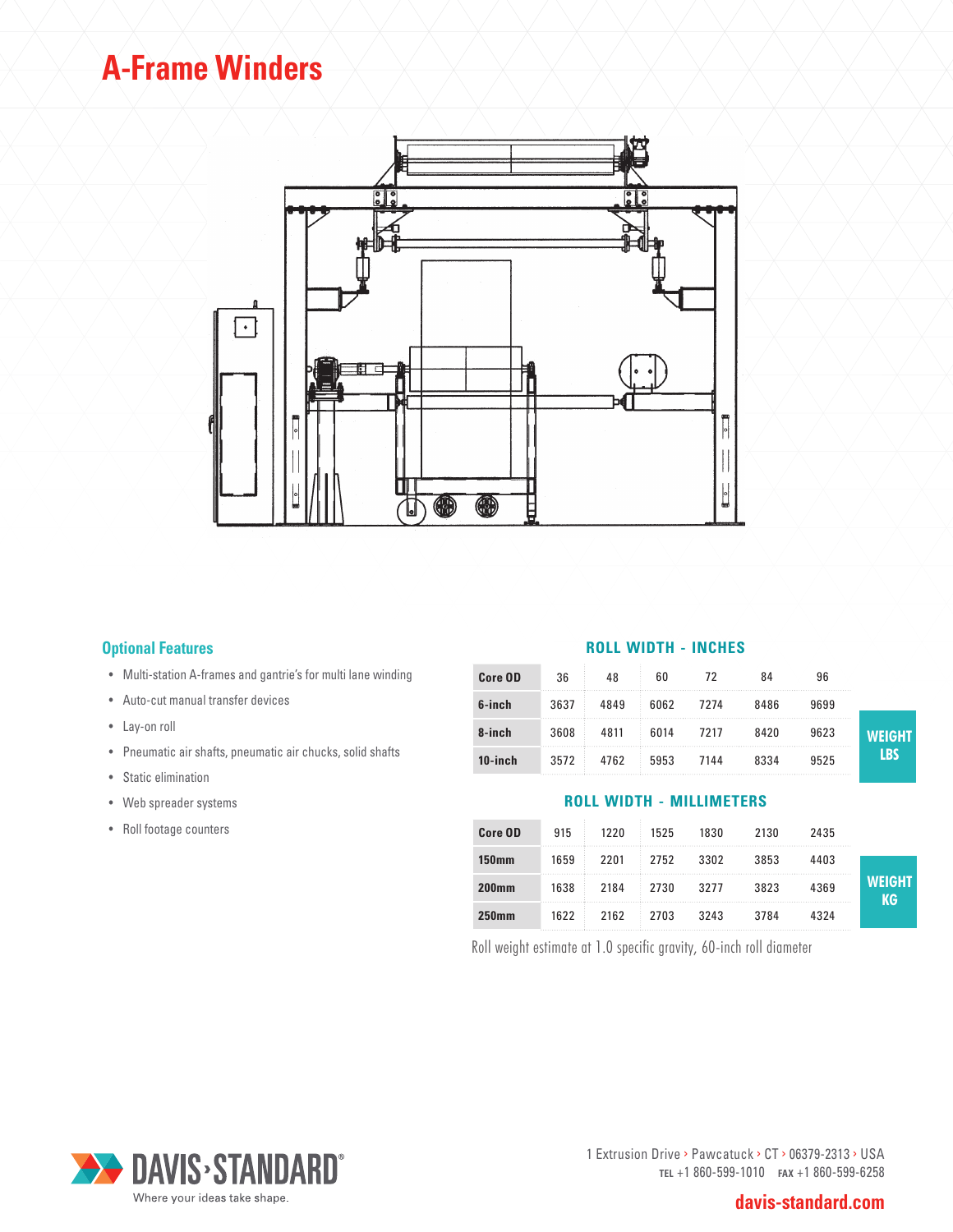# A-Frame Winders

## Optional Features

- Multi-station A-frames and gantrie's for multi lane winding
- Auto-cut manual transfer devices
- Lay-on roll
- Pneumatic air shafts, pneumatic air chucks, solid shafts
- Static elimination
- Web spreader systems
- Roll footage counters

### ROLL WIDTH - INCHES

| Core OD | 36 | 48 | 60 | 72 | 84 | 96 | |
|---|---|---|---|---|---|---|---|
| 6-inch | 3637 | 4849 | 6062 | 7274 | 8486 | 9699 | WEIGHT LBS |
| 8-inch | 3608 | 4811 | 6014 | 7217 | 8420 | 9623 | |
| 10-inch | 3572 | 4762 | 5953 | 7144 | 8334 | 9525 | |

### ROLL WIDTH - MILLIMETERS

| Core OD | 915 | 1220 | 1525 | 1830 | 2130 | 2435 | |
|---|---|---|---|---|---|---|---|
| 150mm | 1659 | 2201 | 2752 | 3302 | 3853 | 4403 | WEIGHT KG |
| 200mm | 1638 | 2184 | 2730 | 3277 | 3823 | 4369 | |
| 250mm | 1622 | 2162 | 2703 | 3243 | 3784 | 4324 | |

Roll weight estimate at 1.0 specific gravity, 60-inch roll diameter

DAVIS-STANDARD®
Where your ideas take shape.

1 Extrusion Drive › Pawcatuck › CT › 06379-2313 › USA
TEL +1 860-599-1010 FAX +1 860-599-6258

davis-standard.com